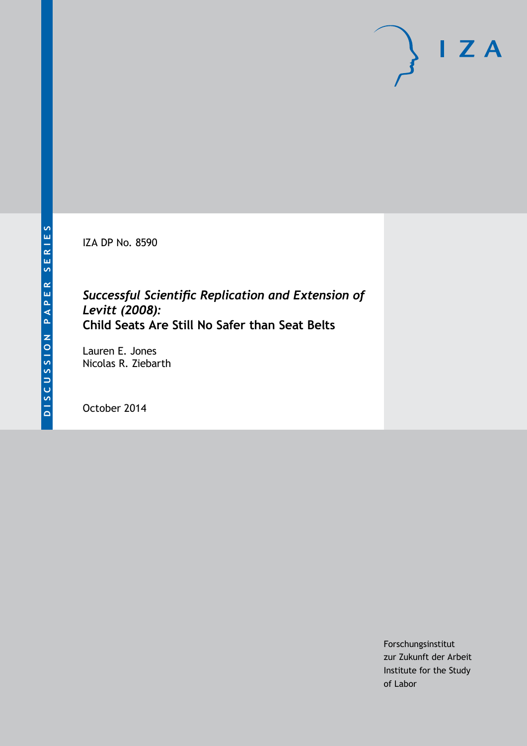DISCUSSION PAPER SERIES

I Z A

IZA DP No. 8590

*Successful Scientific Replication and Extension of Levitt (2008):*
**Child Seats Are Still No Safer than Seat Belts**

Lauren E. Jones
Nicolas R. Ziebarth

October 2014

Forschungsinstitut
zur Zukunft der Arbeit
Institute for the Study
of Labor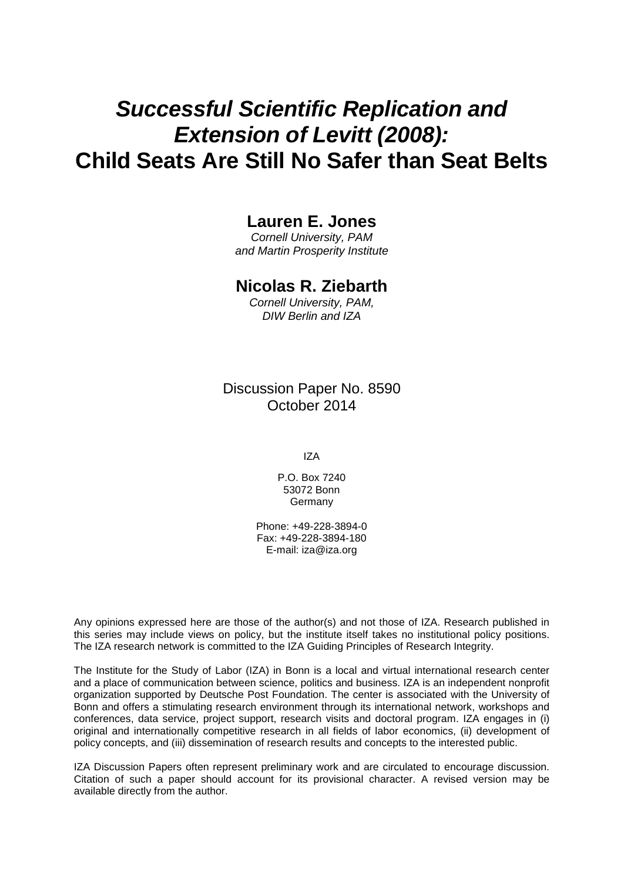# *Successful Scientific Replication and Extension of Levitt (2008):* Child Seats Are Still No Safer than Seat Belts

**Lauren E. Jones**
*Cornell University, PAM and Martin Prosperity Institute*

**Nicolas R. Ziebarth**
*Cornell University, PAM, DIW Berlin and IZA*

Discussion Paper No. 8590
October 2014

IZA

P.O. Box 7240
53072 Bonn
Germany

Phone: +49-228-3894-0
Fax: +49-228-3894-180
E-mail: iza@iza.org

Any opinions expressed here are those of the author(s) and not those of IZA. Research published in this series may include views on policy, but the institute itself takes no institutional policy positions. The IZA research network is committed to the IZA Guiding Principles of Research Integrity.

The Institute for the Study of Labor (IZA) in Bonn is a local and virtual international research center and a place of communication between science, politics and business. IZA is an independent nonprofit organization supported by Deutsche Post Foundation. The center is associated with the University of Bonn and offers a stimulating research environment through its international network, workshops and conferences, data service, project support, research visits and doctoral program. IZA engages in (i) original and internationally competitive research in all fields of labor economics, (ii) development of policy concepts, and (iii) dissemination of research results and concepts to the interested public.

IZA Discussion Papers often represent preliminary work and are circulated to encourage discussion. Citation of such a paper should account for its provisional character. A revised version may be available directly from the author.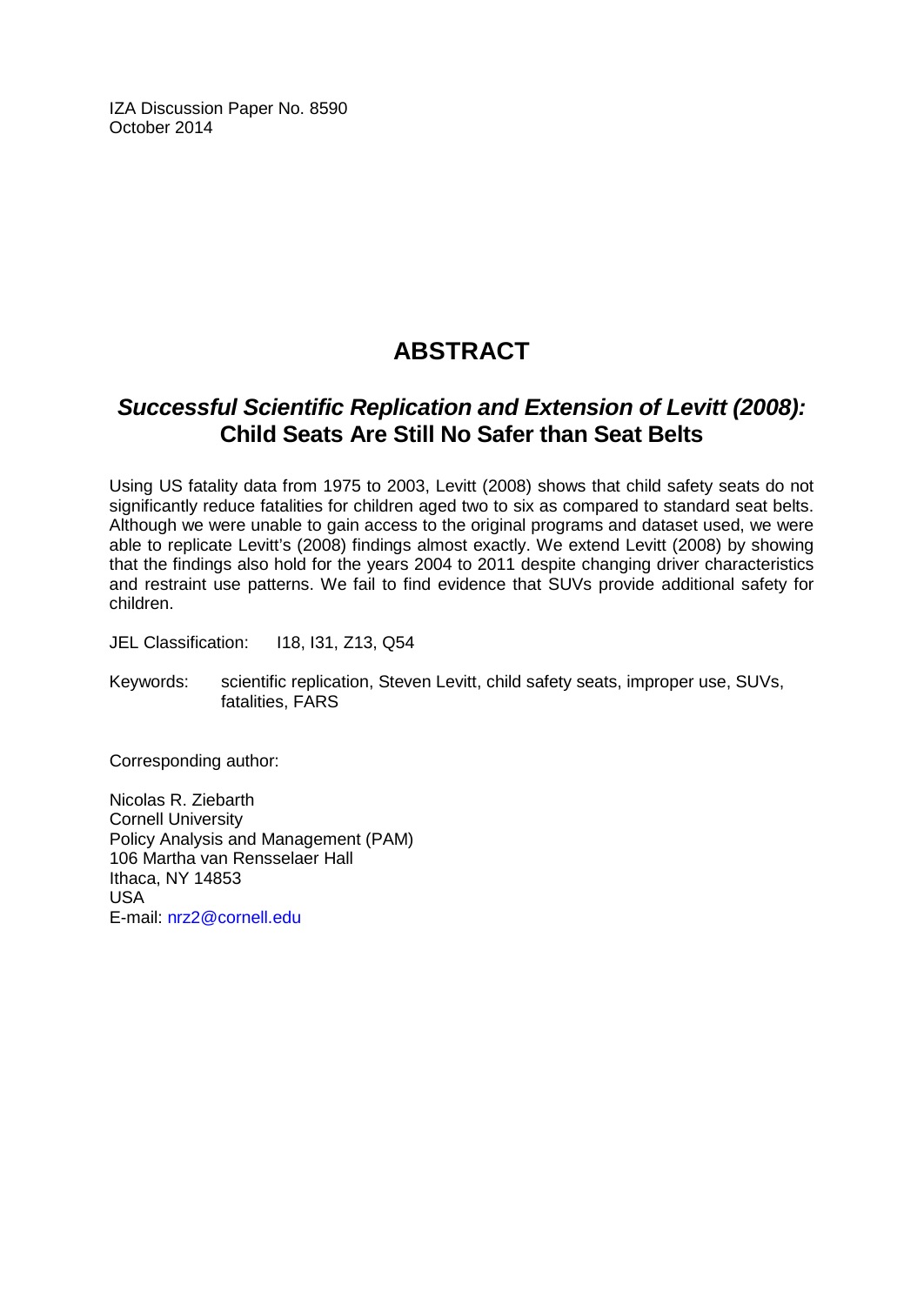IZA Discussion Paper No. 8590
October 2014

# ABSTRACT

## *Successful Scientific Replication and Extension of Levitt (2008):* Child Seats Are Still No Safer than Seat Belts

Using US fatality data from 1975 to 2003, Levitt (2008) shows that child safety seats do not significantly reduce fatalities for children aged two to six as compared to standard seat belts. Although we were unable to gain access to the original programs and dataset used, we were able to replicate Levitt's (2008) findings almost exactly. We extend Levitt (2008) by showing that the findings also hold for the years 2004 to 2011 despite changing driver characteristics and restraint use patterns. We fail to find evidence that SUVs provide additional safety for children.

JEL Classification: I18, I31, Z13, Q54

Keywords: scientific replication, Steven Levitt, child safety seats, improper use, SUVs, fatalities, FARS

Corresponding author:

Nicolas R. Ziebarth
Cornell University
Policy Analysis and Management (PAM)
106 Martha van Rensselaer Hall
Ithaca, NY 14853
USA
E-mail: nrz2@cornell.edu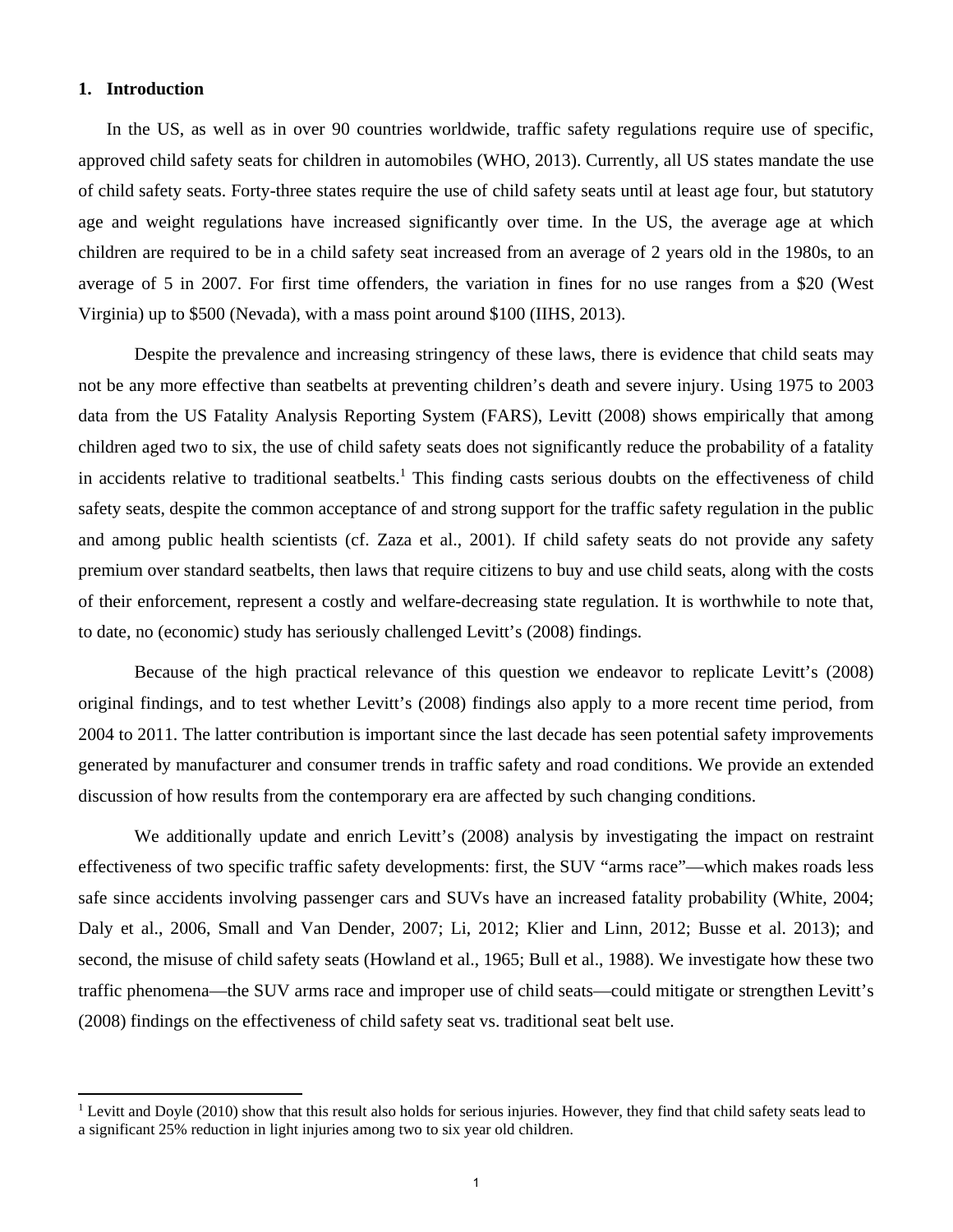## 1. Introduction

In the US, as well as in over 90 countries worldwide, traffic safety regulations require use of specific, approved child safety seats for children in automobiles (WHO, 2013). Currently, all US states mandate the use of child safety seats. Forty-three states require the use of child safety seats until at least age four, but statutory age and weight regulations have increased significantly over time. In the US, the average age at which children are required to be in a child safety seat increased from an average of 2 years old in the 1980s, to an average of 5 in 2007. For first time offenders, the variation in fines for no use ranges from a $20 (West Virginia) up to $500 (Nevada), with a mass point around $100 (IIHS, 2013).

Despite the prevalence and increasing stringency of these laws, there is evidence that child seats may not be any more effective than seatbelts at preventing children's death and severe injury. Using 1975 to 2003 data from the US Fatality Analysis Reporting System (FARS), Levitt (2008) shows empirically that among children aged two to six, the use of child safety seats does not significantly reduce the probability of a fatality in accidents relative to traditional seatbelts.[1] This finding casts serious doubts on the effectiveness of child safety seats, despite the common acceptance of and strong support for the traffic safety regulation in the public and among public health scientists (cf. Zaza et al., 2001). If child safety seats do not provide any safety premium over standard seatbelts, then laws that require citizens to buy and use child seats, along with the costs of their enforcement, represent a costly and welfare-decreasing state regulation. It is worthwhile to note that, to date, no (economic) study has seriously challenged Levitt's (2008) findings.

Because of the high practical relevance of this question we endeavor to replicate Levitt's (2008) original findings, and to test whether Levitt's (2008) findings also apply to a more recent time period, from 2004 to 2011. The latter contribution is important since the last decade has seen potential safety improvements generated by manufacturer and consumer trends in traffic safety and road conditions. We provide an extended discussion of how results from the contemporary era are affected by such changing conditions.

We additionally update and enrich Levitt's (2008) analysis by investigating the impact on restraint effectiveness of two specific traffic safety developments: first, the SUV "arms race"—which makes roads less safe since accidents involving passenger cars and SUVs have an increased fatality probability (White, 2004; Daly et al., 2006, Small and Van Dender, 2007; Li, 2012; Klier and Linn, 2012; Busse et al. 2013); and second, the misuse of child safety seats (Howland et al., 1965; Bull et al., 1988). We investigate how these two traffic phenomena—the SUV arms race and improper use of child seats—could mitigate or strengthen Levitt's (2008) findings on the effectiveness of child safety seat vs. traditional seat belt use.

---

[1] Levitt and Doyle (2010) show that this result also holds for serious injuries. However, they find that child safety seats lead to a significant 25% reduction in light injuries among two to six year old children.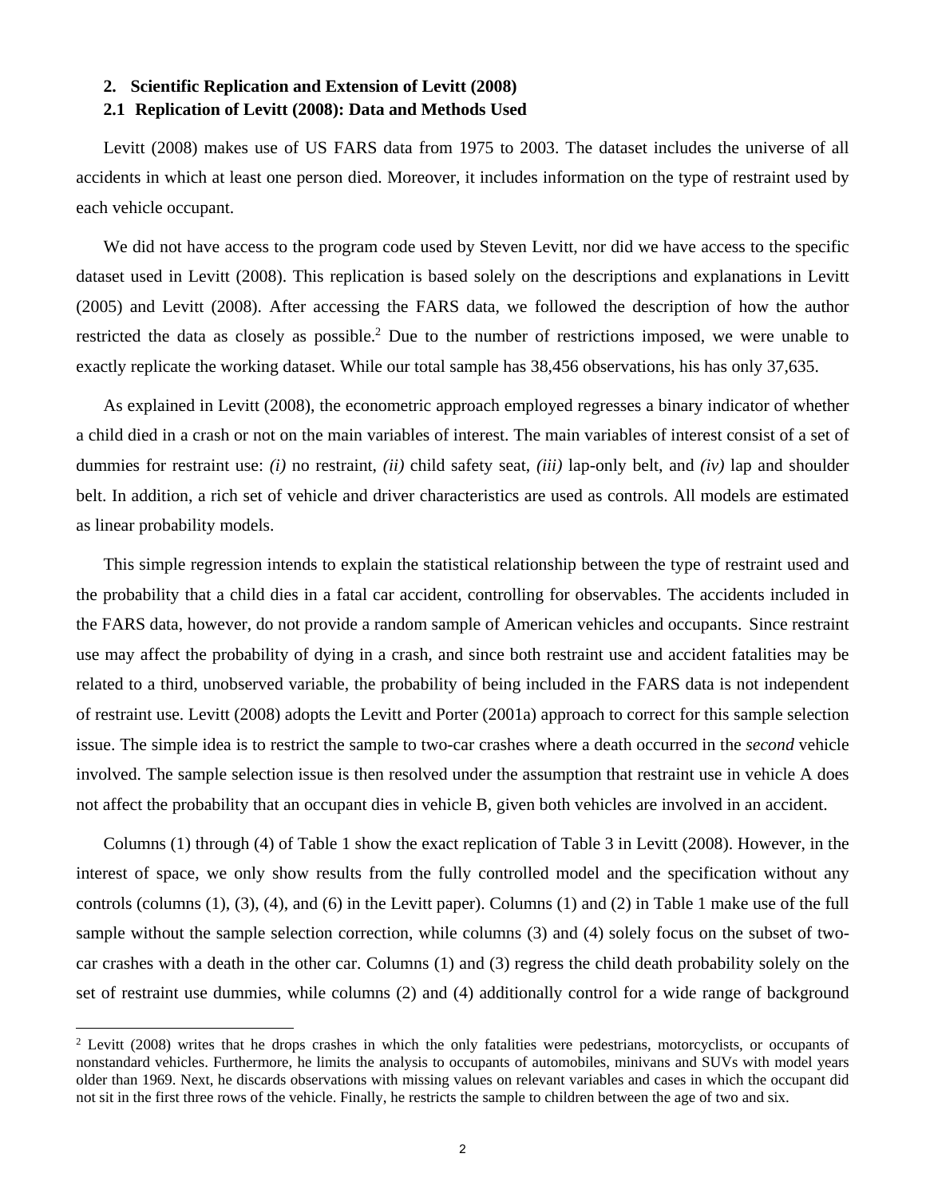## 2. Scientific Replication and Extension of Levitt (2008)

### 2.1 Replication of Levitt (2008): Data and Methods Used

Levitt (2008) makes use of US FARS data from 1975 to 2003. The dataset includes the universe of all accidents in which at least one person died. Moreover, it includes information on the type of restraint used by each vehicle occupant.

We did not have access to the program code used by Steven Levitt, nor did we have access to the specific dataset used in Levitt (2008). This replication is based solely on the descriptions and explanations in Levitt (2005) and Levitt (2008). After accessing the FARS data, we followed the description of how the author restricted the data as closely as possible.[2] Due to the number of restrictions imposed, we were unable to exactly replicate the working dataset. While our total sample has 38,456 observations, his has only 37,635.

As explained in Levitt (2008), the econometric approach employed regresses a binary indicator of whether a child died in a crash or not on the main variables of interest. The main variables of interest consist of a set of dummies for restraint use: *(i)* no restraint, *(ii)* child safety seat, *(iii)* lap-only belt, and *(iv)* lap and shoulder belt. In addition, a rich set of vehicle and driver characteristics are used as controls. All models are estimated as linear probability models.

This simple regression intends to explain the statistical relationship between the type of restraint used and the probability that a child dies in a fatal car accident, controlling for observables. The accidents included in the FARS data, however, do not provide a random sample of American vehicles and occupants. Since restraint use may affect the probability of dying in a crash, and since both restraint use and accident fatalities may be related to a third, unobserved variable, the probability of being included in the FARS data is not independent of restraint use. Levitt (2008) adopts the Levitt and Porter (2001a) approach to correct for this sample selection issue. The simple idea is to restrict the sample to two-car crashes where a death occurred in the *second* vehicle involved. The sample selection issue is then resolved under the assumption that restraint use in vehicle A does not affect the probability that an occupant dies in vehicle B, given both vehicles are involved in an accident.

Columns (1) through (4) of Table 1 show the exact replication of Table 3 in Levitt (2008). However, in the interest of space, we only show results from the fully controlled model and the specification without any controls (columns (1), (3), (4), and (6) in the Levitt paper). Columns (1) and (2) in Table 1 make use of the full sample without the sample selection correction, while columns (3) and (4) solely focus on the subset of two-car crashes with a death in the other car. Columns (1) and (3) regress the child death probability solely on the set of restraint use dummies, while columns (2) and (4) additionally control for a wide range of background

[2] Levitt (2008) writes that he drops crashes in which the only fatalities were pedestrians, motorcyclists, or occupants of nonstandard vehicles. Furthermore, he limits the analysis to occupants of automobiles, minivans and SUVs with model years older than 1969. Next, he discards observations with missing values on relevant variables and cases in which the occupant did not sit in the first three rows of the vehicle. Finally, he restricts the sample to children between the age of two and six.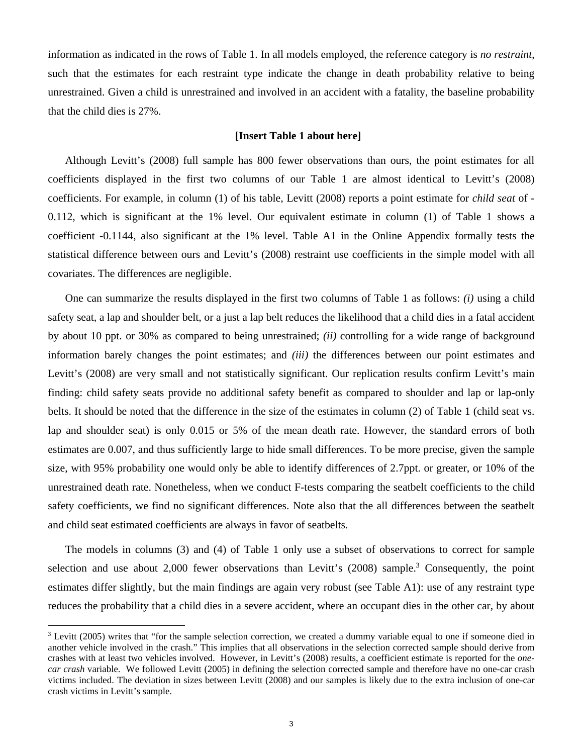information as indicated in the rows of Table 1. In all models employed, the reference category is *no restraint*, such that the estimates for each restraint type indicate the change in death probability relative to being unrestrained. Given a child is unrestrained and involved in an accident with a fatality, the baseline probability that the child dies is 27%.

**[Insert Table 1 about here]**

Although Levitt's (2008) full sample has 800 fewer observations than ours, the point estimates for all coefficients displayed in the first two columns of our Table 1 are almost identical to Levitt's (2008) coefficients. For example, in column (1) of his table, Levitt (2008) reports a point estimate for *child seat* of -0.112, which is significant at the 1% level. Our equivalent estimate in column (1) of Table 1 shows a coefficient -0.1144, also significant at the 1% level. Table A1 in the Online Appendix formally tests the statistical difference between ours and Levitt's (2008) restraint use coefficients in the simple model with all covariates. The differences are negligible.

One can summarize the results displayed in the first two columns of Table 1 as follows: *(i)* using a child safety seat, a lap and shoulder belt, or a just a lap belt reduces the likelihood that a child dies in a fatal accident by about 10 ppt. or 30% as compared to being unrestrained; *(ii)* controlling for a wide range of background information barely changes the point estimates; and *(iii)* the differences between our point estimates and Levitt's (2008) are very small and not statistically significant. Our replication results confirm Levitt's main finding: child safety seats provide no additional safety benefit as compared to shoulder and lap or lap-only belts. It should be noted that the difference in the size of the estimates in column (2) of Table 1 (child seat vs. lap and shoulder seat) is only 0.015 or 5% of the mean death rate. However, the standard errors of both estimates are 0.007, and thus sufficiently large to hide small differences. To be more precise, given the sample size, with 95% probability one would only be able to identify differences of 2.7ppt. or greater, or 10% of the unrestrained death rate. Nonetheless, when we conduct F-tests comparing the seatbelt coefficients to the child safety coefficients, we find no significant differences. Note also that the all differences between the seatbelt and child seat estimated coefficients are always in favor of seatbelts.

The models in columns (3) and (4) of Table 1 only use a subset of observations to correct for sample selection and use about 2,000 fewer observations than Levitt's (2008) sample.[3] Consequently, the point estimates differ slightly, but the main findings are again very robust (see Table A1): use of any restraint type reduces the probability that a child dies in a severe accident, where an occupant dies in the other car, by about

[3] Levitt (2005) writes that "for the sample selection correction, we created a dummy variable equal to one if someone died in another vehicle involved in the crash." This implies that all observations in the selection corrected sample should derive from crashes with at least two vehicles involved. However, in Levitt's (2008) results, a coefficient estimate is reported for the *one-car crash* variable. We followed Levitt (2005) in defining the selection corrected sample and therefore have no one-car crash victims included. The deviation in sizes between Levitt (2008) and our samples is likely due to the extra inclusion of one-car crash victims in Levitt's sample.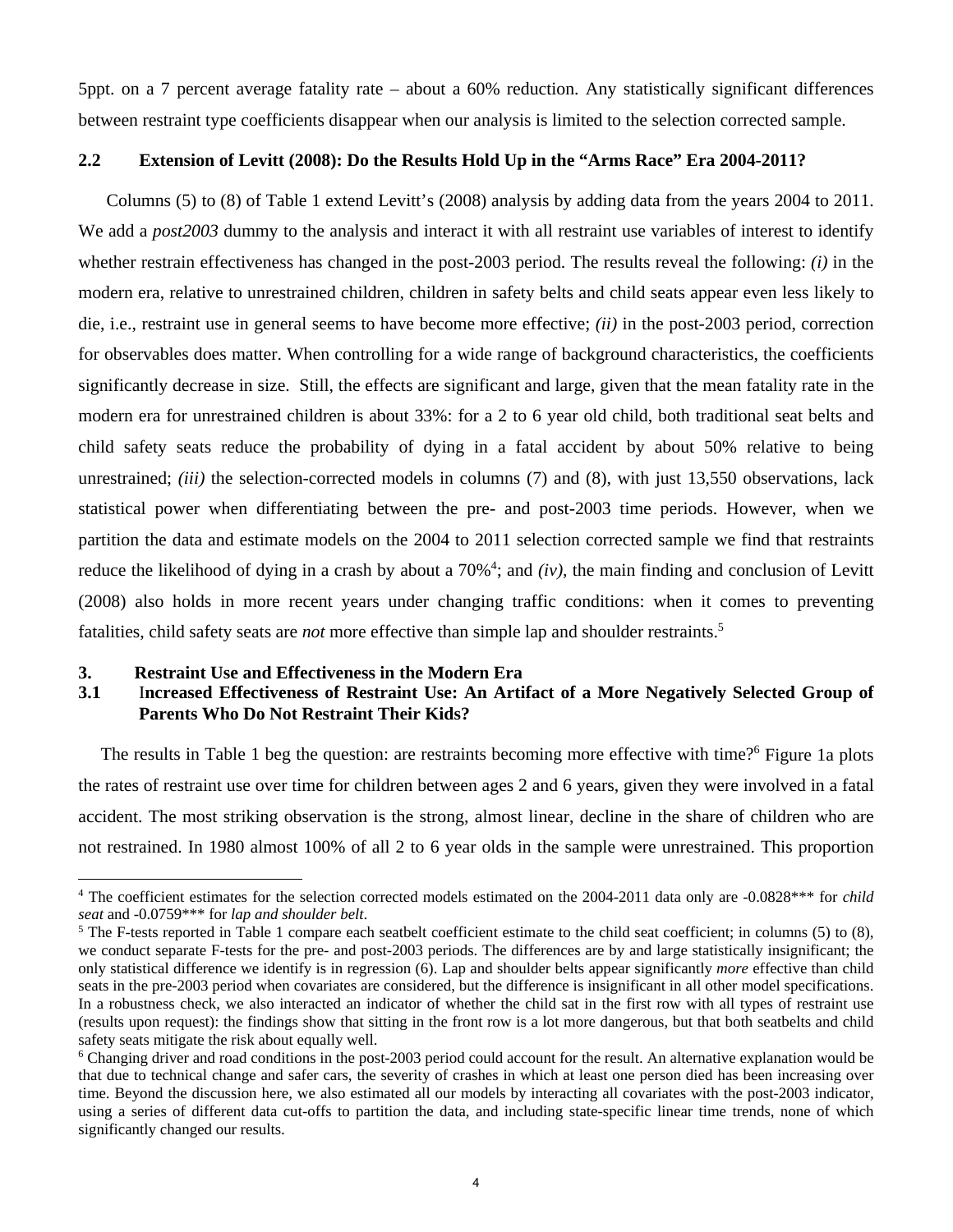5ppt. on a 7 percent average fatality rate – about a 60% reduction. Any statistically significant differences between restraint type coefficients disappear when our analysis is limited to the selection corrected sample.

### 2.2 Extension of Levitt (2008): Do the Results Hold Up in the "Arms Race" Era 2004-2011?

Columns (5) to (8) of Table 1 extend Levitt's (2008) analysis by adding data from the years 2004 to 2011. We add a *post2003* dummy to the analysis and interact it with all restraint use variables of interest to identify whether restrain effectiveness has changed in the post-2003 period. The results reveal the following: *(i)* in the modern era, relative to unrestrained children, children in safety belts and child seats appear even less likely to die, i.e., restraint use in general seems to have become more effective; *(ii)* in the post-2003 period, correction for observables does matter. When controlling for a wide range of background characteristics, the coefficients significantly decrease in size. Still, the effects are significant and large, given that the mean fatality rate in the modern era for unrestrained children is about 33%: for a 2 to 6 year old child, both traditional seat belts and child safety seats reduce the probability of dying in a fatal accident by about 50% relative to being unrestrained; *(iii)* the selection-corrected models in columns (7) and (8), with just 13,550 observations, lack statistical power when differentiating between the pre- and post-2003 time periods. However, when we partition the data and estimate models on the 2004 to 2011 selection corrected sample we find that restraints reduce the likelihood of dying in a crash by about a 70%[4]; and *(iv)*, the main finding and conclusion of Levitt (2008) also holds in more recent years under changing traffic conditions: when it comes to preventing fatalities, child safety seats are *not* more effective than simple lap and shoulder restraints.[5]

## 3. Restraint Use and Effectiveness in the Modern Era

### 3.1 Increased Effectiveness of Restraint Use: An Artifact of a More Negatively Selected Group of Parents Who Do Not Restraint Their Kids?

The results in Table 1 beg the question: are restraints becoming more effective with time?[6] Figure 1a plots the rates of restraint use over time for children between ages 2 and 6 years, given they were involved in a fatal accident. The most striking observation is the strong, almost linear, decline in the share of children who are not restrained. In 1980 almost 100% of all 2 to 6 year olds in the sample were unrestrained. This proportion

---

[4] The coefficient estimates for the selection corrected models estimated on the 2004-2011 data only are -0.0828*** for *child seat* and -0.0759*** for *lap and shoulder belt*.

[5] The F-tests reported in Table 1 compare each seatbelt coefficient estimate to the child seat coefficient; in columns (5) to (8), we conduct separate F-tests for the pre- and post-2003 periods. The differences are by and large statistically insignificant; the only statistical difference we identify is in regression (6). Lap and shoulder belts appear significantly *more* effective than child seats in the pre-2003 period when covariates are considered, but the difference is insignificant in all other model specifications. In a robustness check, we also interacted an indicator of whether the child sat in the first row with all types of restraint use (results upon request): the findings show that sitting in the front row is a lot more dangerous, but that both seatbelts and child safety seats mitigate the risk about equally well.

[6] Changing driver and road conditions in the post-2003 period could account for the result. An alternative explanation would be that due to technical change and safer cars, the severity of crashes in which at least one person died has been increasing over time. Beyond the discussion here, we also estimated all our models by interacting all covariates with the post-2003 indicator, using a series of different data cut-offs to partition the data, and including state-specific linear time trends, none of which significantly changed our results.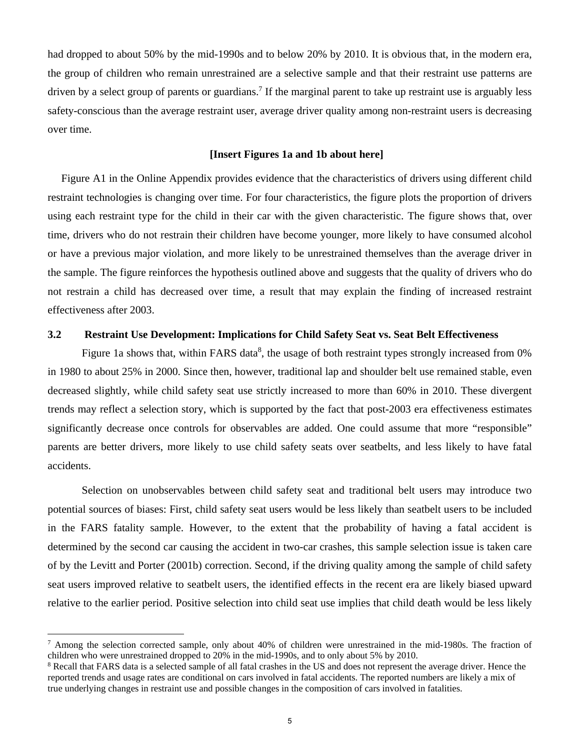had dropped to about 50% by the mid-1990s and to below 20% by 2010. It is obvious that, in the modern era, the group of children who remain unrestrained are a selective sample and that their restraint use patterns are driven by a select group of parents or guardians.[7] If the marginal parent to take up restraint use is arguably less safety-conscious than the average restraint user, average driver quality among non-restraint users is decreasing over time.

**[Insert Figures 1a and 1b about here]**

Figure A1 in the Online Appendix provides evidence that the characteristics of drivers using different child restraint technologies is changing over time. For four characteristics, the figure plots the proportion of drivers using each restraint type for the child in their car with the given characteristic. The figure shows that, over time, drivers who do not restrain their children have become younger, more likely to have consumed alcohol or have a previous major violation, and more likely to be unrestrained themselves than the average driver in the sample. The figure reinforces the hypothesis outlined above and suggests that the quality of drivers who do not restrain a child has decreased over time, a result that may explain the finding of increased restraint effectiveness after 2003.

### 3.2 Restraint Use Development: Implications for Child Safety Seat vs. Seat Belt Effectiveness

Figure 1a shows that, within FARS data[8], the usage of both restraint types strongly increased from 0% in 1980 to about 25% in 2000. Since then, however, traditional lap and shoulder belt use remained stable, even decreased slightly, while child safety seat use strictly increased to more than 60% in 2010. These divergent trends may reflect a selection story, which is supported by the fact that post-2003 era effectiveness estimates significantly decrease once controls for observables are added. One could assume that more "responsible" parents are better drivers, more likely to use child safety seats over seatbelts, and less likely to have fatal accidents.

Selection on unobservables between child safety seat and traditional belt users may introduce two potential sources of biases: First, child safety seat users would be less likely than seatbelt users to be included in the FARS fatality sample. However, to the extent that the probability of having a fatal accident is determined by the second car causing the accident in two-car crashes, this sample selection issue is taken care of by the Levitt and Porter (2001b) correction. Second, if the driving quality among the sample of child safety seat users improved relative to seatbelt users, the identified effects in the recent era are likely biased upward relative to the earlier period. Positive selection into child seat use implies that child death would be less likely

---

[7] Among the selection corrected sample, only about 40% of children were unrestrained in the mid-1980s. The fraction of children who were unrestrained dropped to 20% in the mid-1990s, and to only about 5% by 2010.

[8] Recall that FARS data is a selected sample of all fatal crashes in the US and does not represent the average driver. Hence the reported trends and usage rates are conditional on cars involved in fatal accidents. The reported numbers are likely a mix of true underlying changes in restraint use and possible changes in the composition of cars involved in fatalities.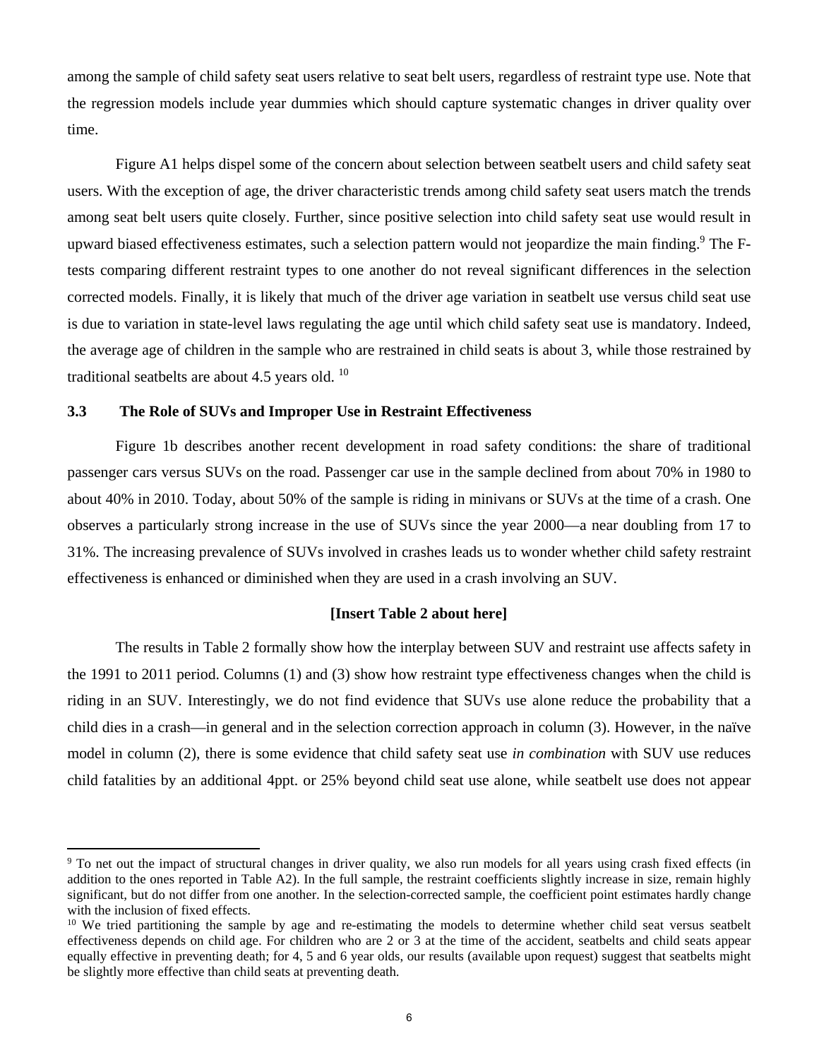among the sample of child safety seat users relative to seat belt users, regardless of restraint type use. Note that the regression models include year dummies which should capture systematic changes in driver quality over time.

Figure A1 helps dispel some of the concern about selection between seatbelt users and child safety seat users. With the exception of age, the driver characteristic trends among child safety seat users match the trends among seat belt users quite closely. Further, since positive selection into child safety seat use would result in upward biased effectiveness estimates, such a selection pattern would not jeopardize the main finding.[9] The F-tests comparing different restraint types to one another do not reveal significant differences in the selection corrected models. Finally, it is likely that much of the driver age variation in seatbelt use versus child seat use is due to variation in state-level laws regulating the age until which child safety seat use is mandatory. Indeed, the average age of children in the sample who are restrained in child seats is about 3, while those restrained by traditional seatbelts are about 4.5 years old. [10]

### 3.3 The Role of SUVs and Improper Use in Restraint Effectiveness

Figure 1b describes another recent development in road safety conditions: the share of traditional passenger cars versus SUVs on the road. Passenger car use in the sample declined from about 70% in 1980 to about 40% in 2010. Today, about 50% of the sample is riding in minivans or SUVs at the time of a crash. One observes a particularly strong increase in the use of SUVs since the year 2000—a near doubling from 17 to 31%. The increasing prevalence of SUVs involved in crashes leads us to wonder whether child safety restraint effectiveness is enhanced or diminished when they are used in a crash involving an SUV.

**[Insert Table 2 about here]**

The results in Table 2 formally show how the interplay between SUV and restraint use affects safety in the 1991 to 2011 period. Columns (1) and (3) show how restraint type effectiveness changes when the child is riding in an SUV. Interestingly, we do not find evidence that SUVs use alone reduce the probability that a child dies in a crash—in general and in the selection correction approach in column (3). However, in the naïve model in column (2), there is some evidence that child safety seat use *in combination* with SUV use reduces child fatalities by an additional 4ppt. or 25% beyond child seat use alone, while seatbelt use does not appear

---

[9] To net out the impact of structural changes in driver quality, we also run models for all years using crash fixed effects (in addition to the ones reported in Table A2). In the full sample, the restraint coefficients slightly increase in size, remain highly significant, but do not differ from one another. In the selection-corrected sample, the coefficient point estimates hardly change with the inclusion of fixed effects.

[10] We tried partitioning the sample by age and re-estimating the models to determine whether child seat versus seatbelt effectiveness depends on child age. For children who are 2 or 3 at the time of the accident, seatbelts and child seats appear equally effective in preventing death; for 4, 5 and 6 year olds, our results (available upon request) suggest that seatbelts might be slightly more effective than child seats at preventing death.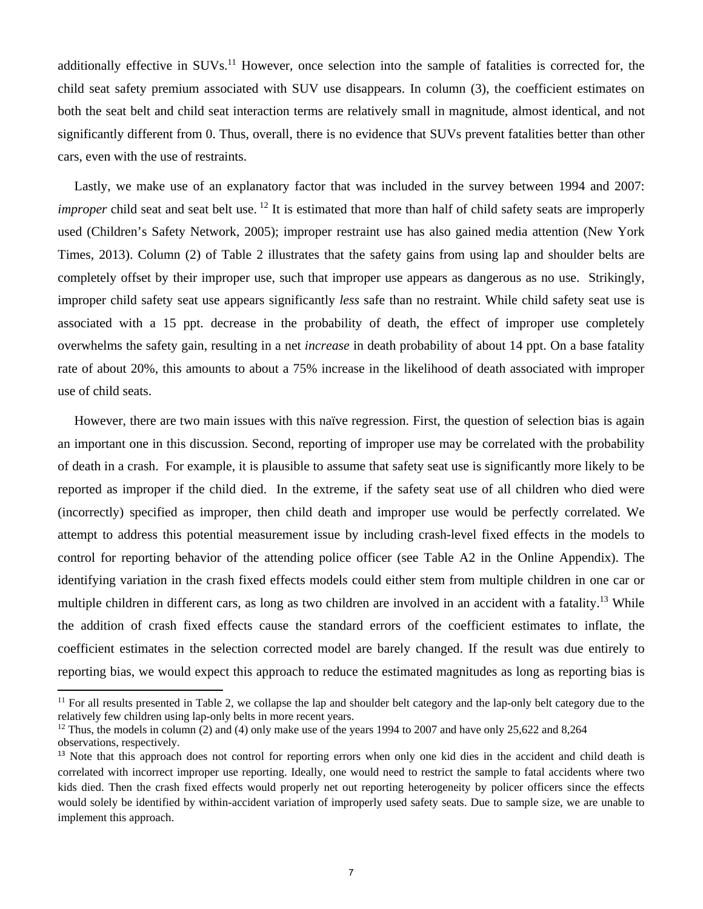additionally effective in SUVs.[11] However, once selection into the sample of fatalities is corrected for, the child seat safety premium associated with SUV use disappears. In column (3), the coefficient estimates on both the seat belt and child seat interaction terms are relatively small in magnitude, almost identical, and not significantly different from 0. Thus, overall, there is no evidence that SUVs prevent fatalities better than other cars, even with the use of restraints.

Lastly, we make use of an explanatory factor that was included in the survey between 1994 and 2007: *improper* child seat and seat belt use. [12] It is estimated that more than half of child safety seats are improperly used (Children's Safety Network, 2005); improper restraint use has also gained media attention (New York Times, 2013). Column (2) of Table 2 illustrates that the safety gains from using lap and shoulder belts are completely offset by their improper use, such that improper use appears as dangerous as no use. Strikingly, improper child safety seat use appears significantly *less* safe than no restraint. While child safety seat use is associated with a 15 ppt. decrease in the probability of death, the effect of improper use completely overwhelms the safety gain, resulting in a net *increase* in death probability of about 14 ppt. On a base fatality rate of about 20%, this amounts to about a 75% increase in the likelihood of death associated with improper use of child seats.

However, there are two main issues with this naïve regression. First, the question of selection bias is again an important one in this discussion. Second, reporting of improper use may be correlated with the probability of death in a crash. For example, it is plausible to assume that safety seat use is significantly more likely to be reported as improper if the child died. In the extreme, if the safety seat use of all children who died were (incorrectly) specified as improper, then child death and improper use would be perfectly correlated. We attempt to address this potential measurement issue by including crash-level fixed effects in the models to control for reporting behavior of the attending police officer (see Table A2 in the Online Appendix). The identifying variation in the crash fixed effects models could either stem from multiple children in one car or multiple children in different cars, as long as two children are involved in an accident with a fatality.[13] While the addition of crash fixed effects cause the standard errors of the coefficient estimates to inflate, the coefficient estimates in the selection corrected model are barely changed. If the result was due entirely to reporting bias, we would expect this approach to reduce the estimated magnitudes as long as reporting bias is

---

[11] For all results presented in Table 2, we collapse the lap and shoulder belt category and the lap-only belt category due to the relatively few children using lap-only belts in more recent years.

[12] Thus, the models in column (2) and (4) only make use of the years 1994 to 2007 and have only 25,622 and 8,264 observations, respectively.

[13] Note that this approach does not control for reporting errors when only one kid dies in the accident and child death is correlated with incorrect improper use reporting. Ideally, one would need to restrict the sample to fatal accidents where two kids died. Then the crash fixed effects would properly net out reporting heterogeneity by policer officers since the effects would solely be identified by within-accident variation of improperly used safety seats. Due to sample size, we are unable to implement this approach.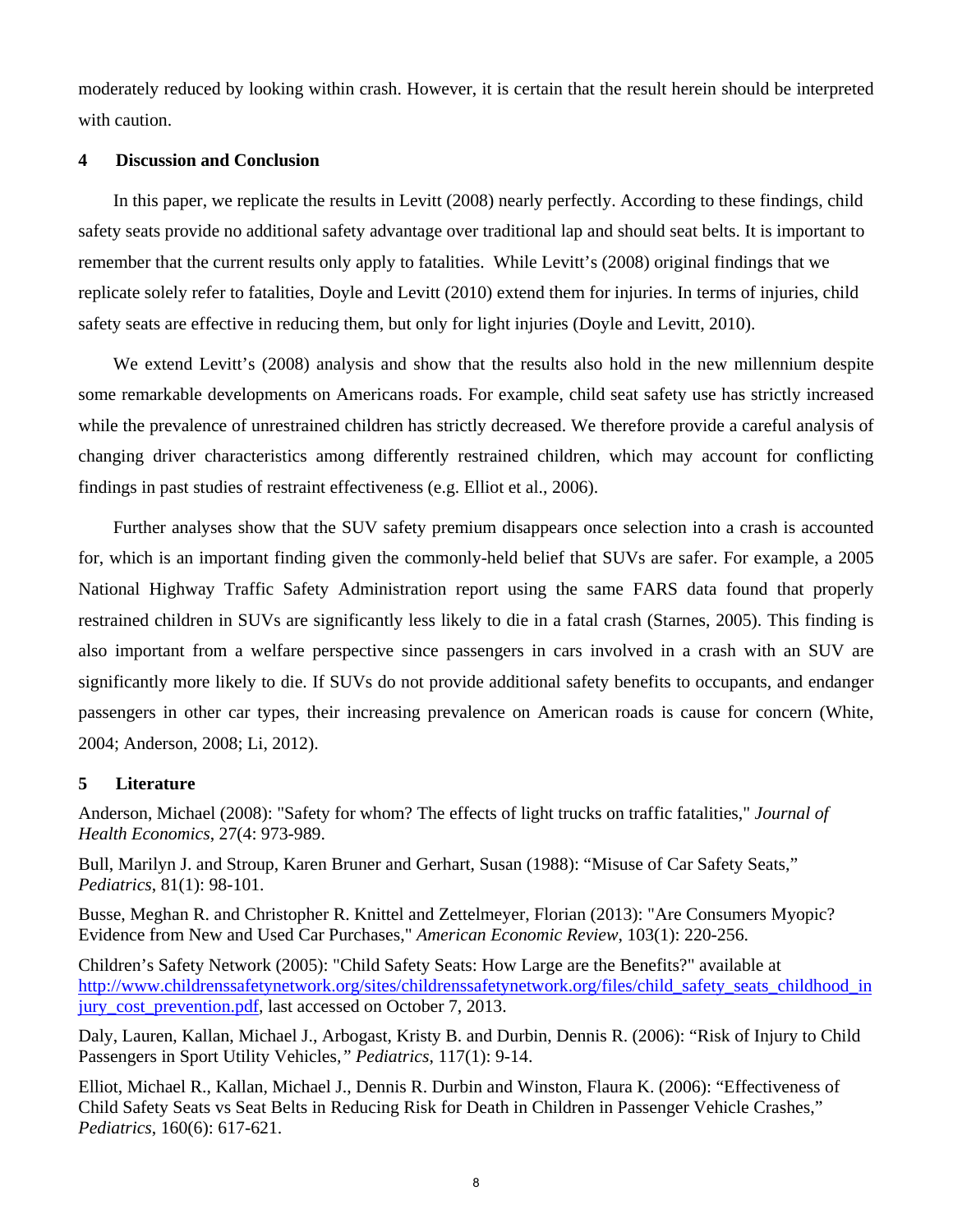moderately reduced by looking within crash. However, it is certain that the result herein should be interpreted with caution.

## 4 Discussion and Conclusion

In this paper, we replicate the results in Levitt (2008) nearly perfectly. According to these findings, child safety seats provide no additional safety advantage over traditional lap and should seat belts. It is important to remember that the current results only apply to fatalities. While Levitt's (2008) original findings that we replicate solely refer to fatalities, Doyle and Levitt (2010) extend them for injuries. In terms of injuries, child safety seats are effective in reducing them, but only for light injuries (Doyle and Levitt, 2010).

We extend Levitt's (2008) analysis and show that the results also hold in the new millennium despite some remarkable developments on Americans roads. For example, child seat safety use has strictly increased while the prevalence of unrestrained children has strictly decreased. We therefore provide a careful analysis of changing driver characteristics among differently restrained children, which may account for conflicting findings in past studies of restraint effectiveness (e.g. Elliot et al., 2006).

Further analyses show that the SUV safety premium disappears once selection into a crash is accounted for, which is an important finding given the commonly-held belief that SUVs are safer. For example, a 2005 National Highway Traffic Safety Administration report using the same FARS data found that properly restrained children in SUVs are significantly less likely to die in a fatal crash (Starnes, 2005). This finding is also important from a welfare perspective since passengers in cars involved in a crash with an SUV are significantly more likely to die. If SUVs do not provide additional safety benefits to occupants, and endanger passengers in other car types, their increasing prevalence on American roads is cause for concern (White, 2004; Anderson, 2008; Li, 2012).

## 5 Literature

Anderson, Michael (2008): "Safety for whom? The effects of light trucks on traffic fatalities," *Journal of Health Economics*, 27(4: 973-989.

Bull, Marilyn J. and Stroup, Karen Bruner and Gerhart, Susan (1988): "Misuse of Car Safety Seats," *Pediatrics*, 81(1): 98-101.

Busse, Meghan R. and Christopher R. Knittel and Zettelmeyer, Florian (2013): "Are Consumers Myopic? Evidence from New and Used Car Purchases," *American Economic Review*, 103(1): 220-256.

Children's Safety Network (2005): "Child Safety Seats: How Large are the Benefits?" available at http://www.childrenssafetynetwork.org/sites/childrenssafetynetwork.org/files/child_safety_seats_childhood_injury_cost_prevention.pdf, last accessed on October 7, 2013.

Daly, Lauren, Kallan, Michael J., Arbogast, Kristy B. and Durbin, Dennis R. (2006): "Risk of Injury to Child Passengers in Sport Utility Vehicles," *Pediatrics*, 117(1): 9-14.

Elliot, Michael R., Kallan, Michael J., Dennis R. Durbin and Winston, Flaura K. (2006): "Effectiveness of Child Safety Seats vs Seat Belts in Reducing Risk for Death in Children in Passenger Vehicle Crashes," *Pediatrics*, 160(6): 617-621.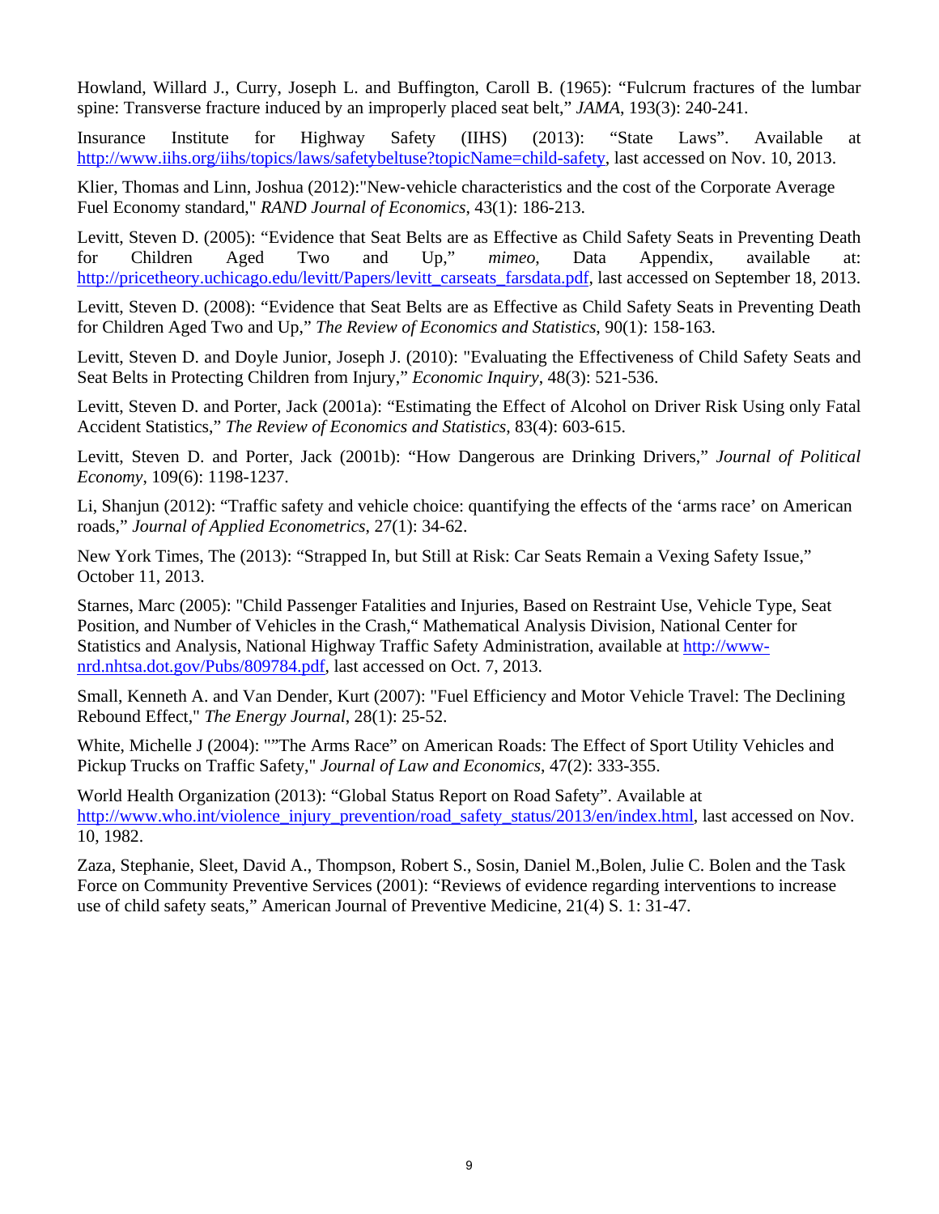Howland, Willard J., Curry, Joseph L. and Buffington, Caroll B. (1965): "Fulcrum fractures of the lumbar spine: Transverse fracture induced by an improperly placed seat belt," *JAMA*, 193(3): 240-241.

Insurance Institute for Highway Safety (IIHS) (2013): "State Laws". Available at http://www.iihs.org/iihs/topics/laws/safetybeltuse?topicName=child-safety, last accessed on Nov. 10, 2013.

Klier, Thomas and Linn, Joshua (2012):"New-vehicle characteristics and the cost of the Corporate Average Fuel Economy standard," *RAND Journal of Economics*, 43(1): 186-213.

Levitt, Steven D. (2005): "Evidence that Seat Belts are as Effective as Child Safety Seats in Preventing Death for Children Aged Two and Up," *mimeo*, Data Appendix, available at: http://pricetheory.uchicago.edu/levitt/Papers/levitt_carseats_farsdata.pdf, last accessed on September 18, 2013.

Levitt, Steven D. (2008): "Evidence that Seat Belts are as Effective as Child Safety Seats in Preventing Death for Children Aged Two and Up," *The Review of Economics and Statistics*, 90(1): 158-163.

Levitt, Steven D. and Doyle Junior, Joseph J. (2010): "Evaluating the Effectiveness of Child Safety Seats and Seat Belts in Protecting Children from Injury," *Economic Inquiry*, 48(3): 521-536.

Levitt, Steven D. and Porter, Jack (2001a): "Estimating the Effect of Alcohol on Driver Risk Using only Fatal Accident Statistics," *The Review of Economics and Statistics*, 83(4): 603-615.

Levitt, Steven D. and Porter, Jack (2001b): "How Dangerous are Drinking Drivers," *Journal of Political Economy*, 109(6): 1198-1237.

Li, Shanjun (2012): "Traffic safety and vehicle choice: quantifying the effects of the 'arms race' on American roads," *Journal of Applied Econometrics*, 27(1): 34-62.

New York Times, The (2013): "Strapped In, but Still at Risk: Car Seats Remain a Vexing Safety Issue," October 11, 2013.

Starnes, Marc (2005): "Child Passenger Fatalities and Injuries, Based on Restraint Use, Vehicle Type, Seat Position, and Number of Vehicles in the Crash," Mathematical Analysis Division, National Center for Statistics and Analysis, National Highway Traffic Safety Administration, available at http://www-nrd.nhtsa.dot.gov/Pubs/809784.pdf, last accessed on Oct. 7, 2013.

Small, Kenneth A. and Van Dender, Kurt (2007): "Fuel Efficiency and Motor Vehicle Travel: The Declining Rebound Effect," *The Energy Journal*, 28(1): 25-52.

White, Michelle J (2004): ""The Arms Race" on American Roads: The Effect of Sport Utility Vehicles and Pickup Trucks on Traffic Safety," *Journal of Law and Economics*, 47(2): 333-355.

World Health Organization (2013): "Global Status Report on Road Safety". Available at http://www.who.int/violence_injury_prevention/road_safety_status/2013/en/index.html, last accessed on Nov. 10, 1982.

Zaza, Stephanie, Sleet, David A., Thompson, Robert S., Sosin, Daniel M.,Bolen, Julie C. Bolen and the Task Force on Community Preventive Services (2001): "Reviews of evidence regarding interventions to increase use of child safety seats," American Journal of Preventive Medicine, 21(4) S. 1: 31-47.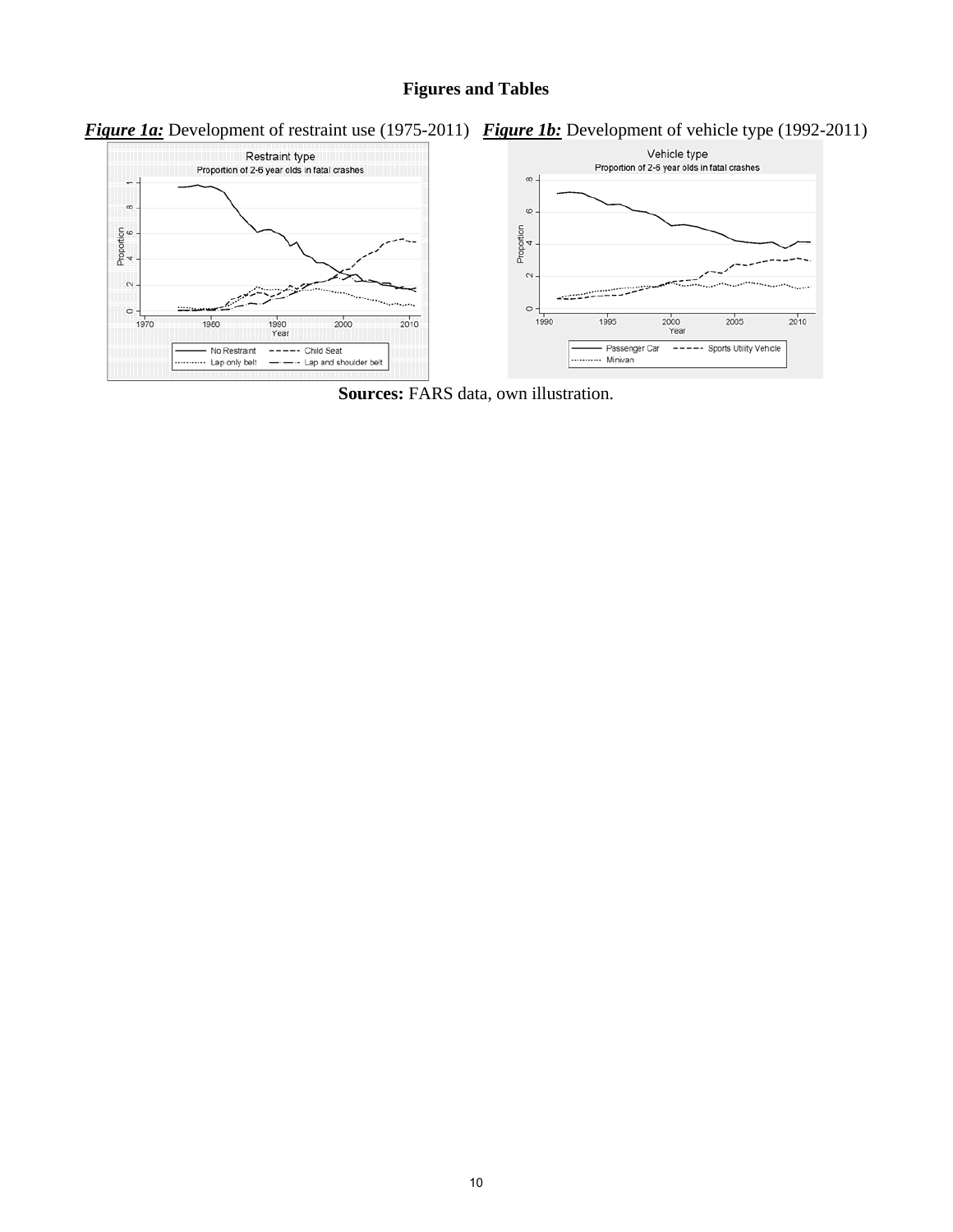**Figures and Tables**

***Figure 1a:*** Development of restraint use (1975-2011) ***Figure 1b:*** Development of vehicle type (1992-2011)

**Sources:** FARS data, own illustration.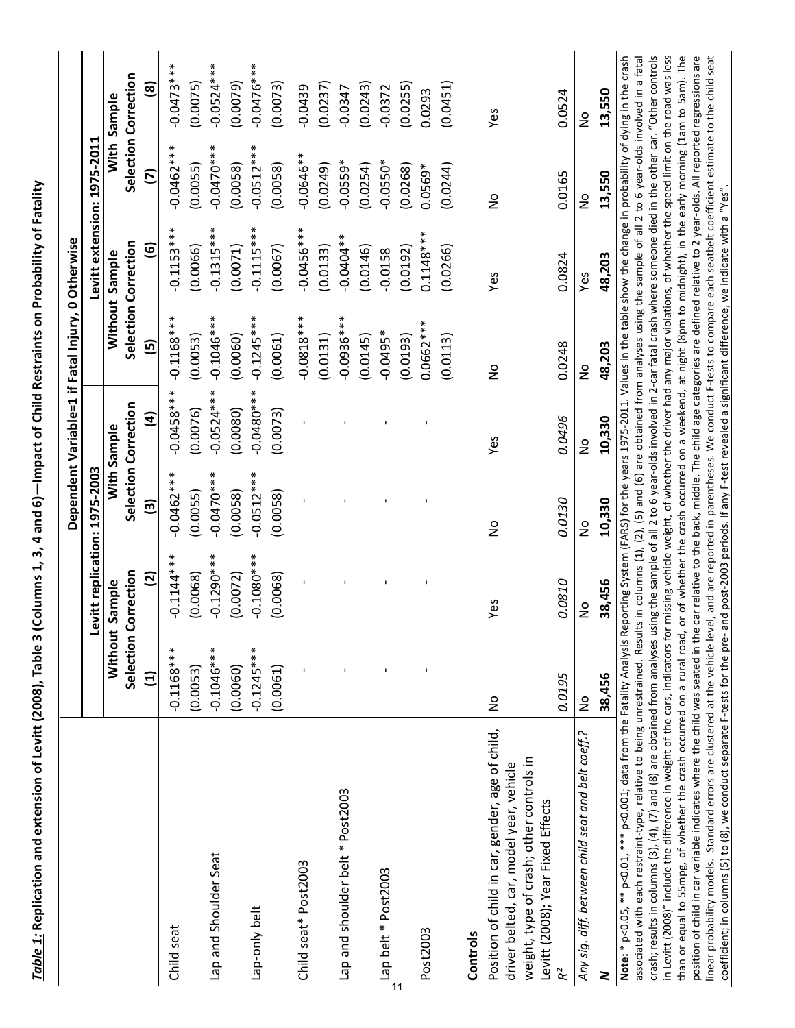***Table 1:* Replication and extension of Levitt (2008), Table 3 (Columns 1, 3, 4 and 6)—Impact of Child Restraints on Probability of Fatality**

| | Dependent Variable=1 if Fatal Injury, 0 Otherwise | | | | | | | |
|---|---|---|---|---|---|---|---|---|
| | Levitt replication: 1975-2003 | | | | Levitt extension: 1975-2011 | | | |
| | Without Sample Selection Correction | | With Sample Selection Correction | | Without Sample Selection Correction | | With Sample Selection Correction | |
| | (1) | (2) | (3) | (4) | (5) | (6) | (7) | (8) |
| Child seat | -0.1168*** | -0.1144*** | -0.0462*** | -0.0458*** | -0.1168*** | -0.1153*** | -0.0462*** | -0.0473*** |
| | (0.0053) | (0.0068) | (0.0055) | (0.0076) | (0.0053) | (0.0066) | (0.0055) | (0.0075) |
| Lap and Shoulder Seat | -0.1046*** | -0.1290*** | -0.0470*** | -0.0524*** | -0.1046*** | -0.1315*** | -0.0470*** | -0.0524*** |
| | (0.0060) | (0.0072) | (0.0058) | (0.0080) | (0.0060) | (0.0071) | (0.0058) | (0.0079) |
| Lap-only belt | -0.1245*** | -0.1080*** | -0.0512*** | -0.0480*** | -0.1245*** | -0.1115*** | -0.0512*** | -0.0476*** |
| | (0.0061) | (0.0068) | (0.0058) | (0.0073) | (0.0061) | (0.0067) | (0.0058) | (0.0073) |
| Child seat* Post2003 | - | - | - | - | -0.0818*** | -0.0456*** | -0.0646** | -0.0439 |
| | | | | | (0.0131) | (0.0133) | (0.0249) | (0.0237) |
| Lap and shoulder belt * Post2003 | - | - | - | - | -0.0936*** | -0.0404** | -0.0559* | -0.0347 |
| | | | | | (0.0145) | (0.0146) | (0.0254) | (0.0243) |
| Lap belt * Post2003 | - | - | - | - | -0.0495* | -0.0158 | -0.0550* | -0.0372 |
| | | | | | (0.0193) | (0.0192) | (0.0268) | (0.0255) |
| Post2003 | - | - | - | - | 0.0662*** | 0.1148*** | 0.0569* | 0.0293 |
| | | | | | (0.0113) | (0.0266) | (0.0244) | (0.0451) |
| **Controls** | | | | | | | | |
| Position of child in car, gender, age of child, driver belted, car, model year, vehicle weight, type of crash; other controls in Levitt (2008); Year Fixed Effects | No | Yes | No | Yes | No | Yes | No | Yes |
| $R^2$ | *0.0195* | *0.0810* | *0.0130* | *0.0496* | 0.0248 | 0.0824 | 0.0165 | 0.0524 |
| *Any sig. diff. between child seat and belt coeff.?* | No | No | No | No | No | Yes | No | No |
| ***N*** | **38,456** | **38,456** | **10,330** | **10,330** | **48,203** | **48,203** | **13,550** | **13,550** |

**Note:** * p<0.05, ** p<0.01, *** p<0.001; data from the Fatality Analysis Reporting System (FARS) for the years 1975-2011. Values in the table show the change in probability of dying in the crash associated with each restraint-type, relative to being unrestrained. Results in columns (1), (2), (5) and (6) are obtained from analyses using the sample of all 2 to 6 year-olds involved in a fatal crash; results in columns (3), (4), (7) and (8) are obtained from analyses using the sample of all 2 to 6 year-olds involved in 2-car fatal crash where someone died in the other car. "Other controls in Levitt (2008)" include the difference in weight of the cars, indicators for missing vehicle weight, of whether the driver had any major violations, of whether the speed limit on the road was less than or equal to 55mpg, of whether the crash occurred on a rural road, or of whether the crash occurred on a weekend, at night (8pm to midnight), in the early morning (1am to 5am). The position of child in car variable indicates where the child was seated in the car relative to the back, middle. The child age categories are defined relative to 2 year-olds. All reported regressions are linear probability models. Standard errors are clustered at the vehicle level, and are reported in parentheses. We conduct F-tests to compare each seatbelt coefficient estimate to the child seat coefficient; in columns (5) to (8), we conduct separate F-tests for the pre- and post-2003 periods. If any F-test revealed a significant difference, we indicate with a "Yes".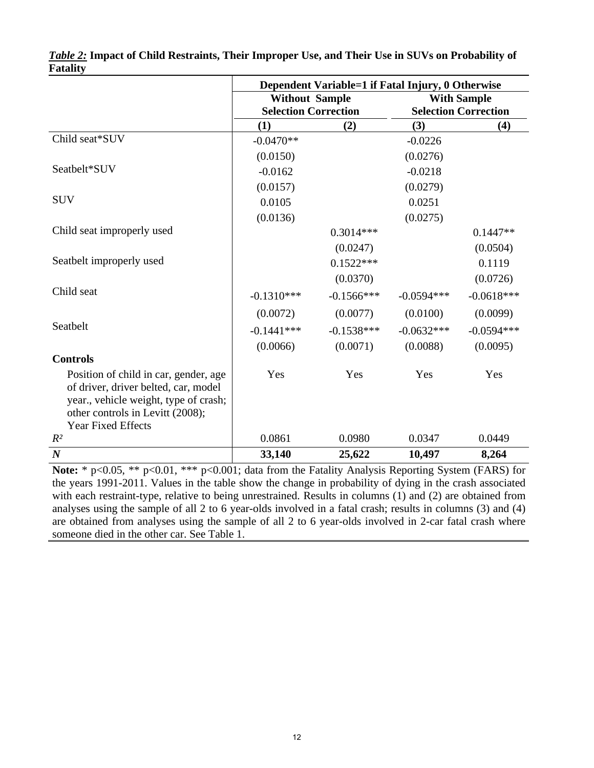***Table 2:*** **Impact of Child Restraints, Their Improper Use, and Their Use in SUVs on Probability of Fatality**

| | Dependent Variable=1 if Fatal Injury, 0 Otherwise | | | |
|---|---|---|---|---|
| | Without Sample Selection Correction | | With Sample Selection Correction | |
| | **(1)** | **(2)** | **(3)** | **(4)** |
| Child seat*SUV | -0.0470** | | -0.0226 | |
| | (0.0150) | | (0.0276) | |
| Seatbelt*SUV | -0.0162 | | -0.0218 | |
| | (0.0157) | | (0.0279) | |
| SUV | 0.0105 | | 0.0251 | |
| | (0.0136) | | (0.0275) | |
| Child seat improperly used | | 0.3014*** | | 0.1447** |
| | | (0.0247) | | (0.0504) |
| Seatbelt improperly used | | 0.1522*** | | 0.1119 |
| | | (0.0370) | | (0.0726) |
| Child seat | -0.1310*** | -0.1566*** | -0.0594*** | -0.0618*** |
| | (0.0072) | (0.0077) | (0.0100) | (0.0099) |
| Seatbelt | -0.1441*** | -0.1538*** | -0.0632*** | -0.0594*** |
| | (0.0066) | (0.0071) | (0.0088) | (0.0095) |
| **Controls** | | | | |
| Position of child in car, gender, age of driver, driver belted, car, model year., vehicle weight, type of crash; other controls in Levitt (2008); Year Fixed Effects | Yes | Yes | Yes | Yes |
| $R^2$ | 0.0861 | 0.0980 | 0.0347 | 0.0449 |
| ***N*** | **33,140** | **25,622** | **10,497** | **8,264** |

**Note:** * p<0.05, ** p<0.01, *** p<0.001; data from the Fatality Analysis Reporting System (FARS) for the years 1991-2011. Values in the table show the change in probability of dying in the crash associated with each restraint-type, relative to being unrestrained. Results in columns (1) and (2) are obtained from analyses using the sample of all 2 to 6 year-olds involved in a fatal crash; results in columns (3) and (4) are obtained from analyses using the sample of all 2 to 6 year-olds involved in 2-car fatal crash where someone died in the other car. See Table 1.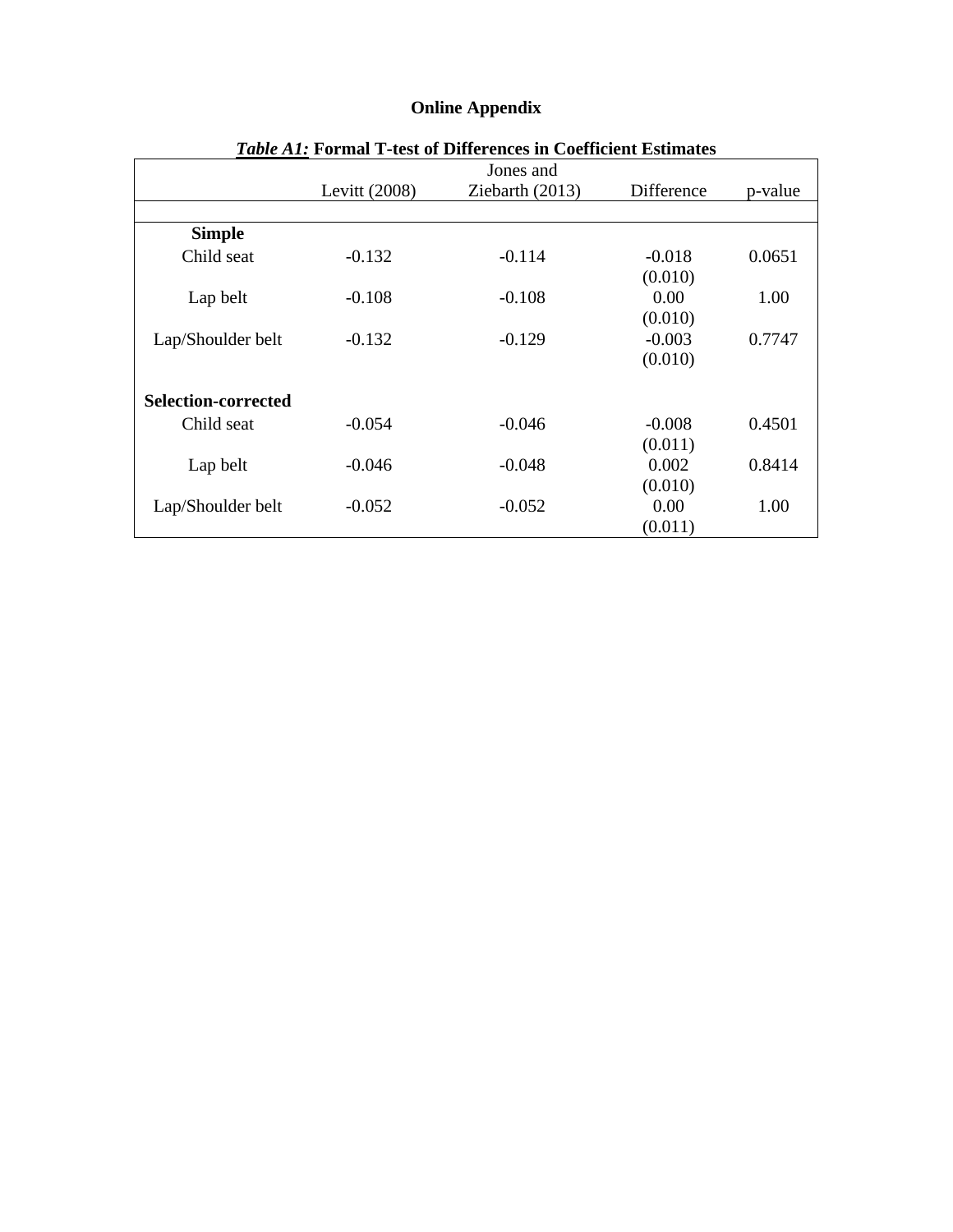# Online Appendix

***Table A1:*** **Formal T-test of Differences in Coefficient Estimates**

| | Levitt (2008) | Jones and Ziebarth (2013) | Difference | p-value |
|---|---|---|---|---|
| **Simple** | | | | |
| Child seat | -0.132 | -0.114 | -0.018 | 0.0651 |
| | | | (0.010) | |
| Lap belt | -0.108 | -0.108 | 0.00 | 1.00 |
| | | | (0.010) | |
| Lap/Shoulder belt | -0.132 | -0.129 | -0.003 | 0.7747 |
| | | | (0.010) | |
| **Selection-corrected** | | | | |
| Child seat | -0.054 | -0.046 | -0.008 | 0.4501 |
| | | | (0.011) | |
| Lap belt | -0.046 | -0.048 | 0.002 | 0.8414 |
| | | | (0.010) | |
| Lap/Shoulder belt | -0.052 | -0.052 | 0.00 | 1.00 |
| | | | (0.011) | |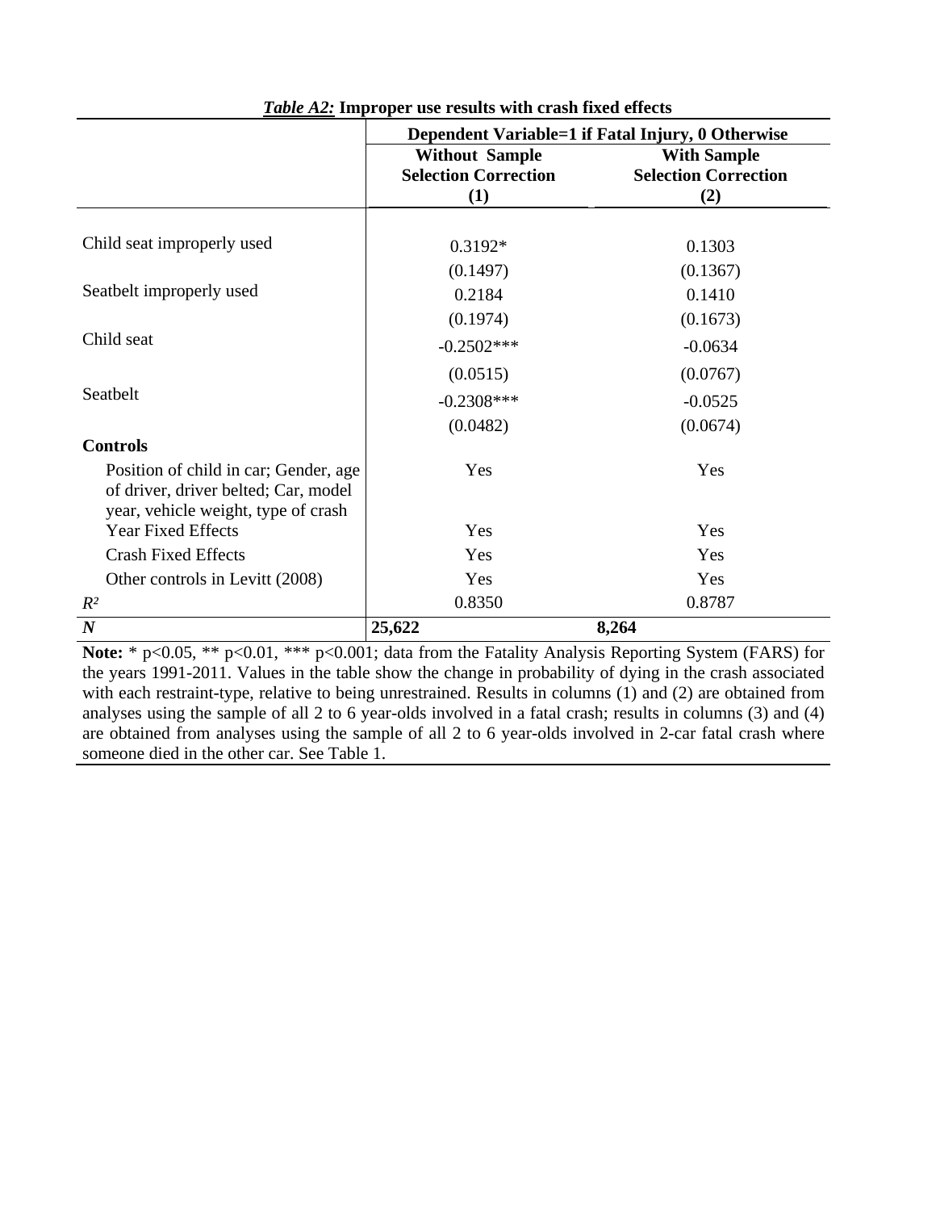***Table A2:*** **Improper use results with crash fixed effects**

| | Dependent Variable=1 if Fatal Injury, 0 Otherwise | |
|---|---|---|
| | **Without Sample Selection Correction (1)** | **With Sample Selection Correction (2)** |
| Child seat improperly used | 0.3192* | 0.1303 |
| | (0.1497) | (0.1367) |
| Seatbelt improperly used | 0.2184 | 0.1410 |
| | (0.1974) | (0.1673) |
| Child seat | -0.2502*** | -0.0634 |
| | (0.0515) | (0.0767) |
| Seatbelt | -0.2308*** | -0.0525 |
| | (0.0482) | (0.0674) |
| **Controls** | | |
| Position of child in car; Gender, age of driver, driver belted; Car, model year, vehicle weight, type of crash | Yes | Yes |
| Year Fixed Effects | Yes | Yes |
| Crash Fixed Effects | Yes | Yes |
| Other controls in Levitt (2008) | Yes | Yes |
| $R^2$ | 0.8350 | 0.8787 |
| ***N*** | **25,622** | **8,264** |

**Note:** * p<0.05, ** p<0.01, *** p<0.001; data from the Fatality Analysis Reporting System (FARS) for the years 1991-2011. Values in the table show the change in probability of dying in the crash associated with each restraint-type, relative to being unrestrained. Results in columns (1) and (2) are obtained from analyses using the sample of all 2 to 6 year-olds involved in a fatal crash; results in columns (3) and (4) are obtained from analyses using the sample of all 2 to 6 year-olds involved in 2-car fatal crash where someone died in the other car. See Table 1.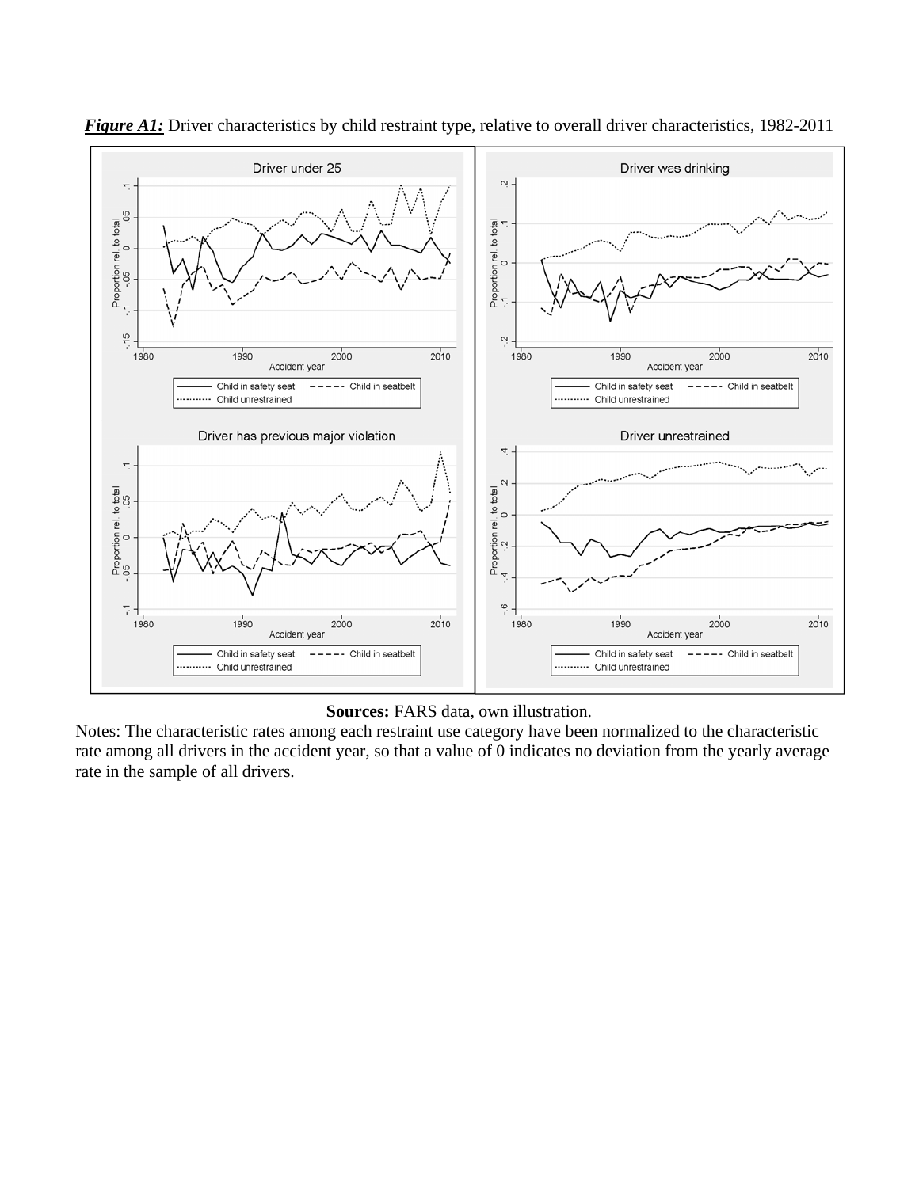***Figure A1:*** Driver characteristics by child restraint type, relative to overall driver characteristics, 1982-2011

Driver under 25

Proportion rel. to total

-.15 -.1 -.05 0 .05 .1

1980 1990 2000 2010

Accident year

Child in safety seat
Child in seatbelt
Child unrestrained

Driver was drinking

Proportion rel. to total

-.2 -.1 0 .1 .2

1980 1990 2000 2010

Accident year

Child in safety seat
Child in seatbelt
Child unrestrained

Driver has previous major violation

Proportion rel. to total

-.1 -.05 0 .05 .1

1980 1990 2000 2010

Accident year

Child in safety seat
Child in seatbelt
Child unrestrained

Driver unrestrained

Proportion rel. to total

-.6 -.4 -.2 0 .2 .4

1980 1990 2000 2010

Accident year

Child in safety seat
Child in seatbelt
Child unrestrained

**Sources:** FARS data, own illustration.

Notes: The characteristic rates among each restraint use category have been normalized to the characteristic rate among all drivers in the accident year, so that a value of 0 indicates no deviation from the yearly average rate in the sample of all drivers.